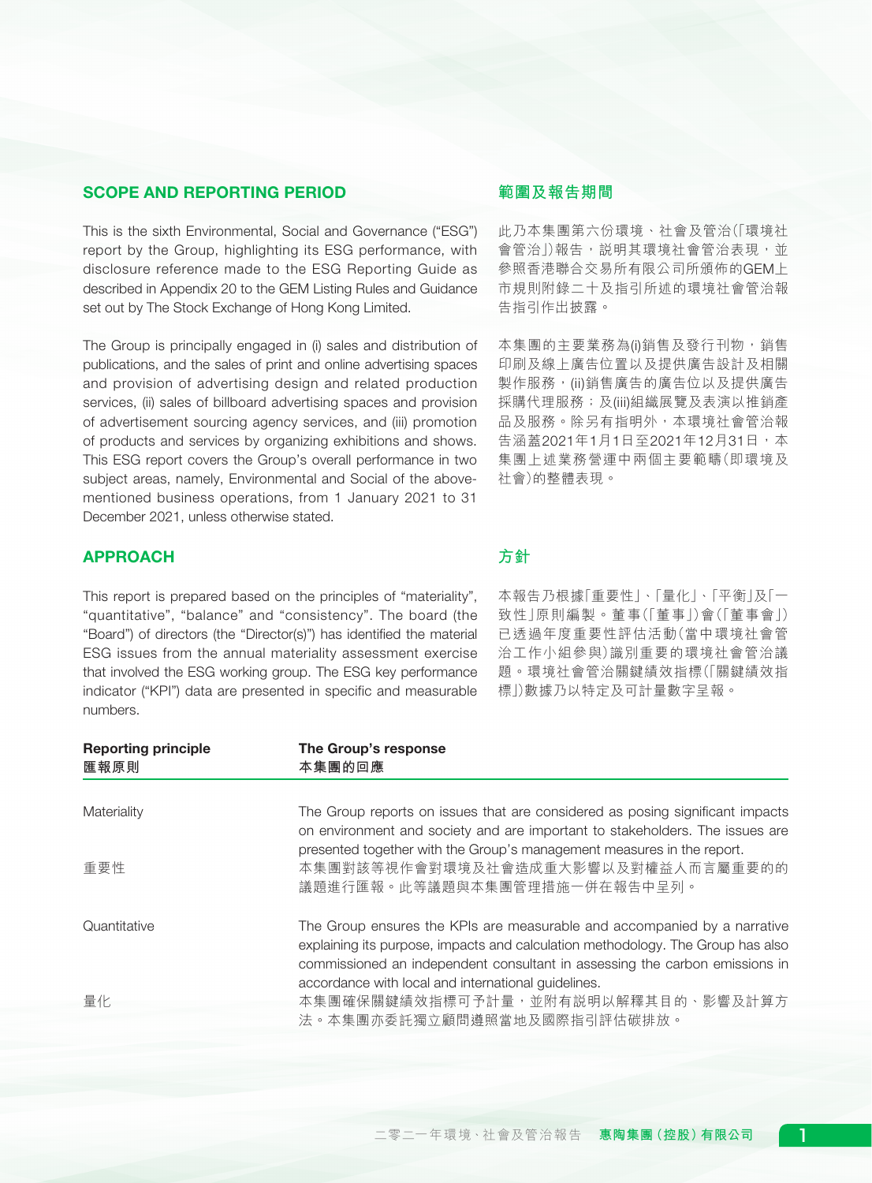## SCOPE AND REPORTING PERIOD

This is the sixth Environmental, Social and Governance ("ESG") report by the Group, highlighting its ESG performance, with disclosure reference made to the ESG Reporting Guide as described in Appendix 20 to the GEM Listing Rules and Guidance set out by The Stock Exchange of Hong Kong Limited.

The Group is principally engaged in (i) sales and distribution of publications, and the sales of print and online advertising spaces and provision of advertising design and related production services, (ii) sales of billboard advertising spaces and provision of advertisement sourcing agency services, and (iii) promotion of products and services by organizing exhibitions and shows. This ESG report covers the Group's overall performance in two subject areas, namely, Environmental and Social of the above-mentioned business operations, from 1 January 2021 to 31 December 2021, unless otherwise stated.

## 範圍及報告期間

此乃本集團第六份環境、社會及管治(「環境社會管治」)報告，説明其環境社會管治表現，並參照香港聯合交易所有限公司所頒佈的GEM上市規則附錄二十及指引所述的環境社會管治報告指引作出披露。

本集團的主要業務為(i)銷售及發行刊物，銷售印刷及線上廣告位置以及提供廣告設計及相關製作服務，(ii)銷售廣告的廣告位以及提供廣告採購代理服務；及(iii)組織展覽及表演以推銷產品及服務。除另有指明外，本環境社會管治報告涵蓋2021年1月1日至2021年12月31日，本集團上述業務營運中兩個主要範疇(即環境及社會)的整體表現。

## APPROACH

This report is prepared based on the principles of "materiality", "quantitative", "balance" and "consistency". The board (the "Board") of directors (the "Director(s)") has identified the material ESG issues from the annual materiality assessment exercise that involved the ESG working group. The ESG key performance indicator ("KPI") data are presented in specific and measurable numbers.

## 方針

本報告乃根據「重要性」、「量化」、「平衡」及「一致性」原則編製。董事(「董事」)會(「董事會」)已透過年度重要性評估活動(當中環境社會管治工作小組參與)識別重要的環境社會管治議題。環境社會管治關鍵績效指標(「關鍵績效指標」)數據乃以特定及可計量數字呈報。

| Reporting principle<br>匯報原則 | The Group's response<br>本集團的回應 |
|---|---|
| Materiality | The Group reports on issues that are considered as posing significant impacts on environment and society and are important to stakeholders. The issues are presented together with the Group's management measures in the report. |
| 重要性 | 本集團對該等視作會對環境及社會造成重大影響以及對權益人而言屬重要的的議題進行匯報。此等議題與本集團管理措施一併在報告中呈列。 |
| Quantitative | The Group ensures the KPIs are measurable and accompanied by a narrative explaining its purpose, impacts and calculation methodology. The Group has also commissioned an independent consultant in assessing the carbon emissions in accordance with local and international guidelines. |
| 量化 | 本集團確保關鍵績效指標可予計量，並附有説明以解釋其目的、影響及計算方法。本集團亦委託獨立顧問遵照當地及國際指引評估碳排放。 |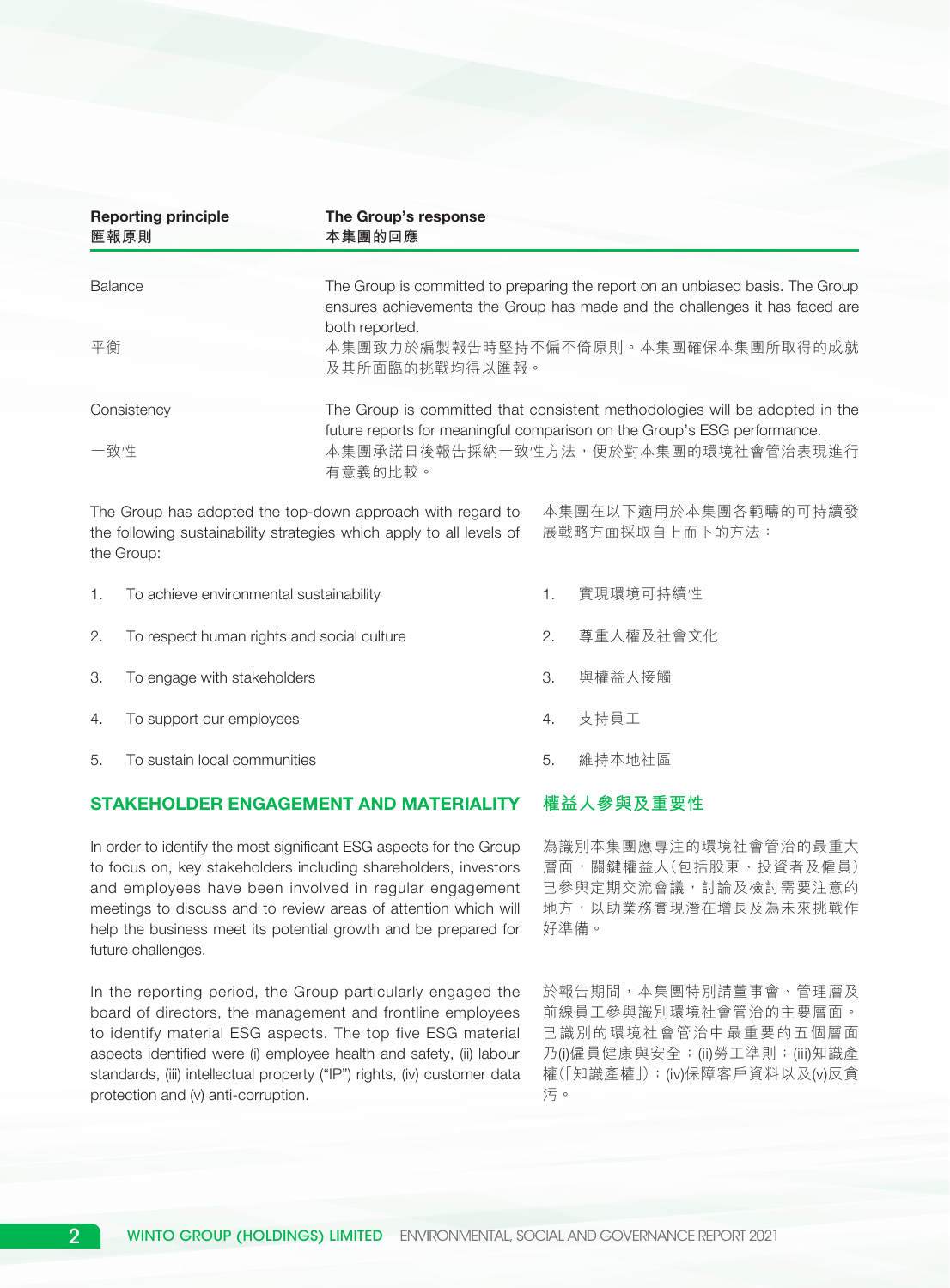| Reporting principle<br>匯報原則 | The Group's response<br>本集團的回應 |
| --- | --- |
| Balance<br>平衡 | The Group is committed to preparing the report on an unbiased basis. The Group ensures achievements the Group has made and the challenges it has faced are both reported.<br>本集團致力於編製報告時堅持不偏不倚原則。本集團確保本集團所取得的成就及其所面臨的挑戰均得以匯報。 |
| Consistency<br>一致性 | The Group is committed that consistent methodologies will be adopted in the future reports for meaningful comparison on the Group's ESG performance.<br>本集團承諾日後報告採納一致性方法，便於對本集團的環境社會管治表現進行有意義的比較。 |

The Group has adopted the top-down approach with regard to the following sustainability strategies which apply to all levels of the Group:

1. To achieve environmental sustainability
2. To respect human rights and social culture
3. To engage with stakeholders
4. To support our employees
5. To sustain local communities

本集團在以下適用於本集團各範疇的可持續發展戰略方面採取自上而下的方法：

1. 實現環境可持續性
2. 尊重人權及社會文化
3. 與權益人接觸
4. 支持員工
5. 維持本地社區

## STAKEHOLDER ENGAGEMENT AND MATERIALITY

In order to identify the most significant ESG aspects for the Group to focus on, key stakeholders including shareholders, investors and employees have been involved in regular engagement meetings to discuss and to review areas of attention which will help the business meet its potential growth and be prepared for future challenges.

In the reporting period, the Group particularly engaged the board of directors, the management and frontline employees to identify material ESG aspects. The top five ESG material aspects identified were (i) employee health and safety, (ii) labour standards, (iii) intellectual property ("IP") rights, (iv) customer data protection and (v) anti-corruption.

## 權益人參與及重要性

為識別本集團應專注的環境社會管治的最重大層面，關鍵權益人(包括股東、投資者及僱員)已參與定期交流會議，討論及檢討需要注意的地方，以助業務實現潛在增長及為未來挑戰作好準備。

於報告期間，本集團特別請董事會、管理層及前線員工參與識別環境社會管治的主要層面。已識別的環境社會管治中最重要的五個層面乃(i)僱員健康與安全；(ii)勞工準則；(iii)知識產權(「知識產權」)；(iv)保障客戶資料以及(v)反貪污。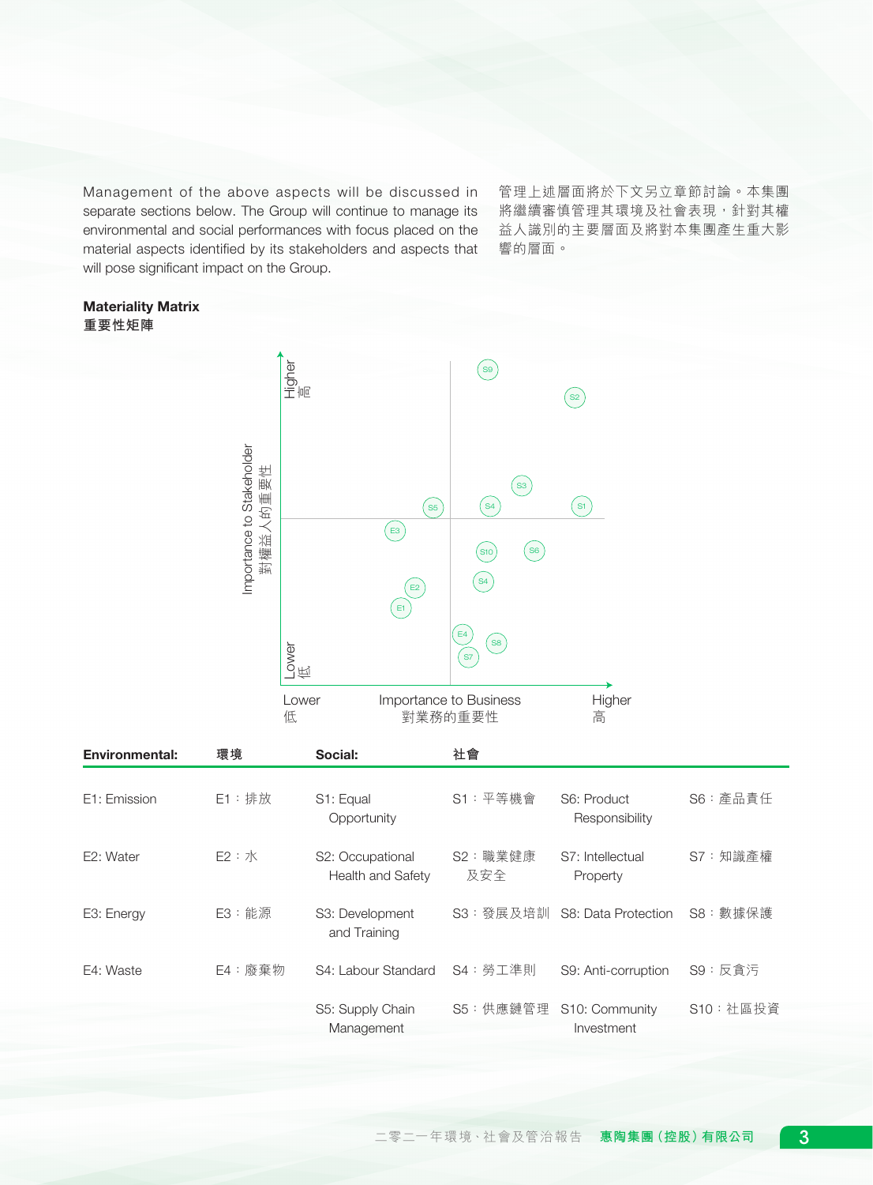Management of the above aspects will be discussed in separate sections below. The Group will continue to manage its environmental and social performances with focus placed on the material aspects identified by its stakeholders and aspects that will pose significant impact on the Group.

管理上述層面將於下文另立章節討論。本集團將繼續審慎管理其環境及社會表現，針對其權益人識別的主要層面及將對本集團產生重大影響的層面。

**Materiality Matrix**
**重要性矩陣**

Importance to Stakeholder 對權益人的重要性 (Lower 低 — Higher 高)

Importance to Business 對業務的重要性 (Lower 低 — Higher 高)

| Environmental: | 環境 | Social: | 社會 | | |
|---|---|---|---|---|---|
| E1: Emission | E1：排放 | S1: Equal Opportunity | S1：平等機會 | S6: Product Responsibility | S6：產品責任 |
| E2: Water | E2：水 | S2: Occupational Health and Safety | S2：職業健康及安全 | S7: Intellectual Property | S7：知識產權 |
| E3: Energy | E3：能源 | S3: Development and Training | S3：發展及培訓 | S8: Data Protection | S8：數據保護 |
| E4: Waste | E4：廢棄物 | S4: Labour Standard | S4：勞工準則 | S9: Anti-corruption | S9：反貪污 |
| | | S5: Supply Chain Management | S5：供應鏈管理 | S10: Community Investment | S10：社區投資 |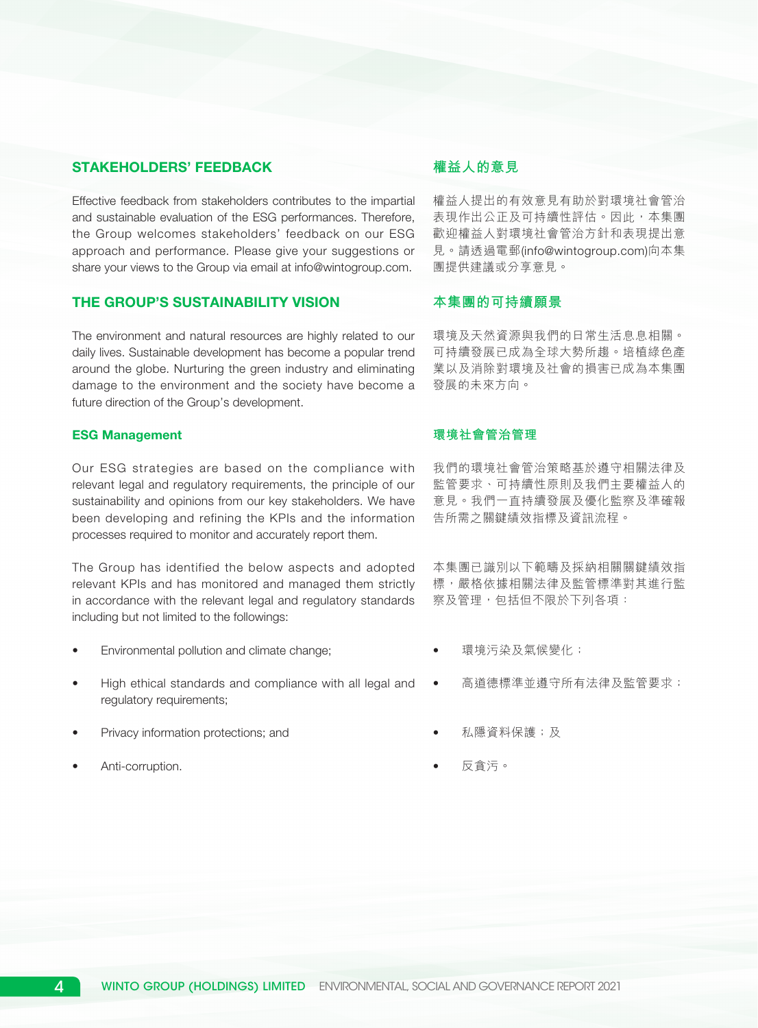## STAKEHOLDERS' FEEDBACK

Effective feedback from stakeholders contributes to the impartial and sustainable evaluation of the ESG performances. Therefore, the Group welcomes stakeholders' feedback on our ESG approach and performance. Please give your suggestions or share your views to the Group via email at info@wintogroup.com.

## 權益人的意見

權益人提出的有效意見有助於對環境社會管治表現作出公正及可持續性評估。因此，本集團歡迎權益人對環境社會管治方針和表現提出意見。請透過電郵(info@wintogroup.com)向本集團提供建議或分享意見。

## THE GROUP'S SUSTAINABILITY VISION

The environment and natural resources are highly related to our daily lives. Sustainable development has become a popular trend around the globe. Nurturing the green industry and eliminating damage to the environment and the society have become a future direction of the Group's development.

## 本集團的可持續願景

環境及天然資源與我們的日常生活息息相關。可持續發展已成為全球大勢所趨。培植綠色產業以及消除對環境及社會的損害已成為本集團發展的未來方向。

### ESG Management

Our ESG strategies are based on the compliance with relevant legal and regulatory requirements, the principle of our sustainability and opinions from our key stakeholders. We have been developing and refining the KPIs and the information processes required to monitor and accurately report them.

The Group has identified the below aspects and adopted relevant KPIs and has monitored and managed them strictly in accordance with the relevant legal and regulatory standards including but not limited to the followings:

- Environmental pollution and climate change;
- High ethical standards and compliance with all legal and regulatory requirements;
- Privacy information protections; and
- Anti-corruption.

### 環境社會管治管理

我們的環境社會管治策略基於遵守相關法律及監管要求、可持續性原則及我們主要權益人的意見。我們一直持續發展及優化監察及準確報告所需之關鍵績效指標及資訊流程。

本集團已識別以下範疇及採納相關關鍵績效指標，嚴格依據相關法律及監管標準對其進行監察及管理，包括但不限於下列各項：

- 環境污染及氣候變化；
- 高道德標準並遵守所有法律及監管要求；
- 私隱資料保護；及
- 反貪污。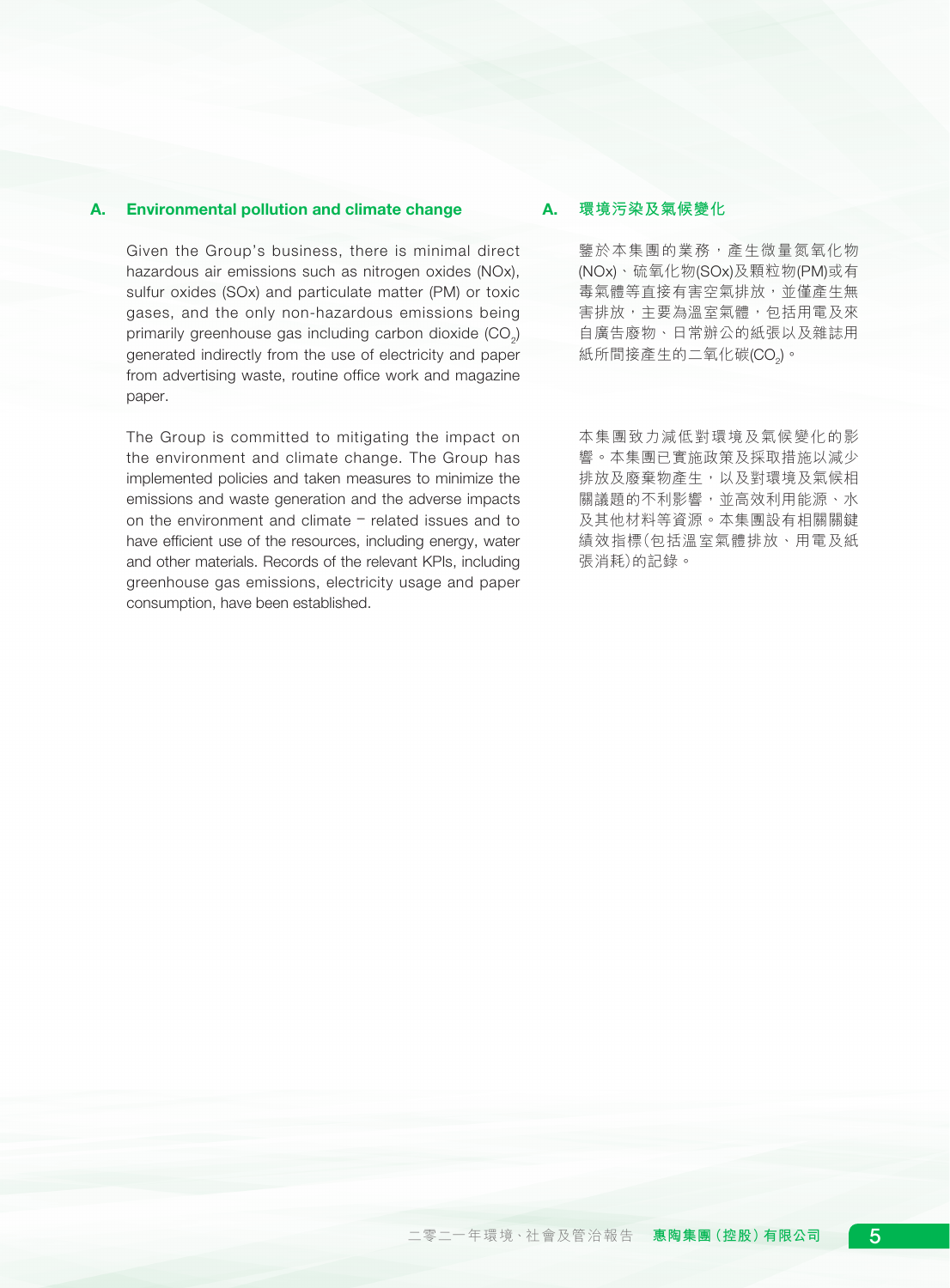## A. Environmental pollution and climate change

Given the Group's business, there is minimal direct hazardous air emissions such as nitrogen oxides (NOx), sulfur oxides (SOx) and particulate matter (PM) or toxic gases, and the only non-hazardous emissions being primarily greenhouse gas including carbon dioxide ($CO_2$) generated indirectly from the use of electricity and paper from advertising waste, routine office work and magazine paper.

The Group is committed to mitigating the impact on the environment and climate change. The Group has implemented policies and taken measures to minimize the emissions and waste generation and the adverse impacts on the environment and climate – related issues and to have efficient use of the resources, including energy, water and other materials. Records of the relevant KPIs, including greenhouse gas emissions, electricity usage and paper consumption, have been established.

## A. 環境污染及氣候變化

鑒於本集團的業務，產生微量氮氧化物(NOx)、硫氧化物(SOx)及顆粒物(PM)或有毒氣體等直接有害空氣排放，並僅產生無害排放，主要為溫室氣體，包括用電及來自廣告廢物、日常辦公的紙張以及雜誌用紙所間接產生的二氧化碳($CO_2$)。

本集團致力減低對環境及氣候變化的影響。本集團已實施政策及採取措施以減少排放及廢棄物產生，以及對環境及氣候相關議題的不利影響，並高效利用能源、水及其他材料等資源。本集團設有相關關鍵績效指標(包括溫室氣體排放、用電及紙張消耗)的記錄。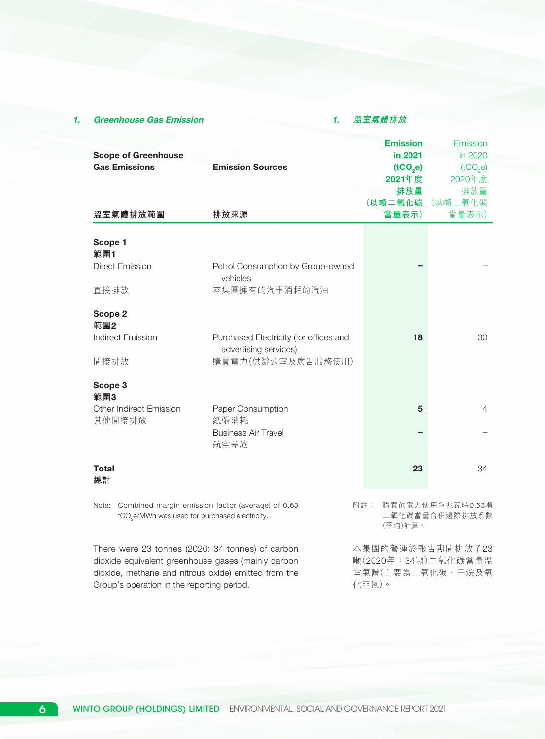## *1. Greenhouse Gas Emission*

## *1. 溫室氣體排放*

| Scope of Greenhouse Gas Emissions 溫室氣體排放範圍 | Emission Sources 排放來源 | Emission in 2021 ($tCO_2e$) 2021年度排放量（以噸二氧化碳當量表示） | Emission in 2020 ($tCO_2e$) 2020年度排放量（以噸二氧化碳當量表示） |
|---|---|---|---|
| **Scope 1 範圍1** Direct Emission 直接排放 | Petrol Consumption by Group-owned vehicles 本集團擁有的汽車消耗的汽油 | **–** | – |
| **Scope 2 範圍2** Indirect Emission 間接排放 | Purchased Electricity (for offices and advertising services) 購買電力（供辦公室及廣告服務使用） | **18** | 30 |
| **Scope 3 範圍3** Other Indirect Emission 其他間接排放 | Paper Consumption 紙張消耗 | **5** | 4 |
| | Business Air Travel 航空差旅 | **–** | – |
| **Total 總計** | | **23** | 34 |

Note: Combined margin emission factor (average) of 0.63 $tCO_2e$/MWh was used for purchased electricity.

附註： 購買的電力使用每兆瓦時0.63噸二氧化碳當量合併邊際排放系數（平均）計算。

There were 23 tonnes (2020: 34 tonnes) of carbon dioxide equivalent greenhouse gases (mainly carbon dioxide, methane and nitrous oxide) emitted from the Group's operation in the reporting period.

本集團的營運於報告期間排放了23噸（2020年：34噸）二氧化碳當量溫室氣體（主要為二氧化碳、甲烷及氧化亞氮）。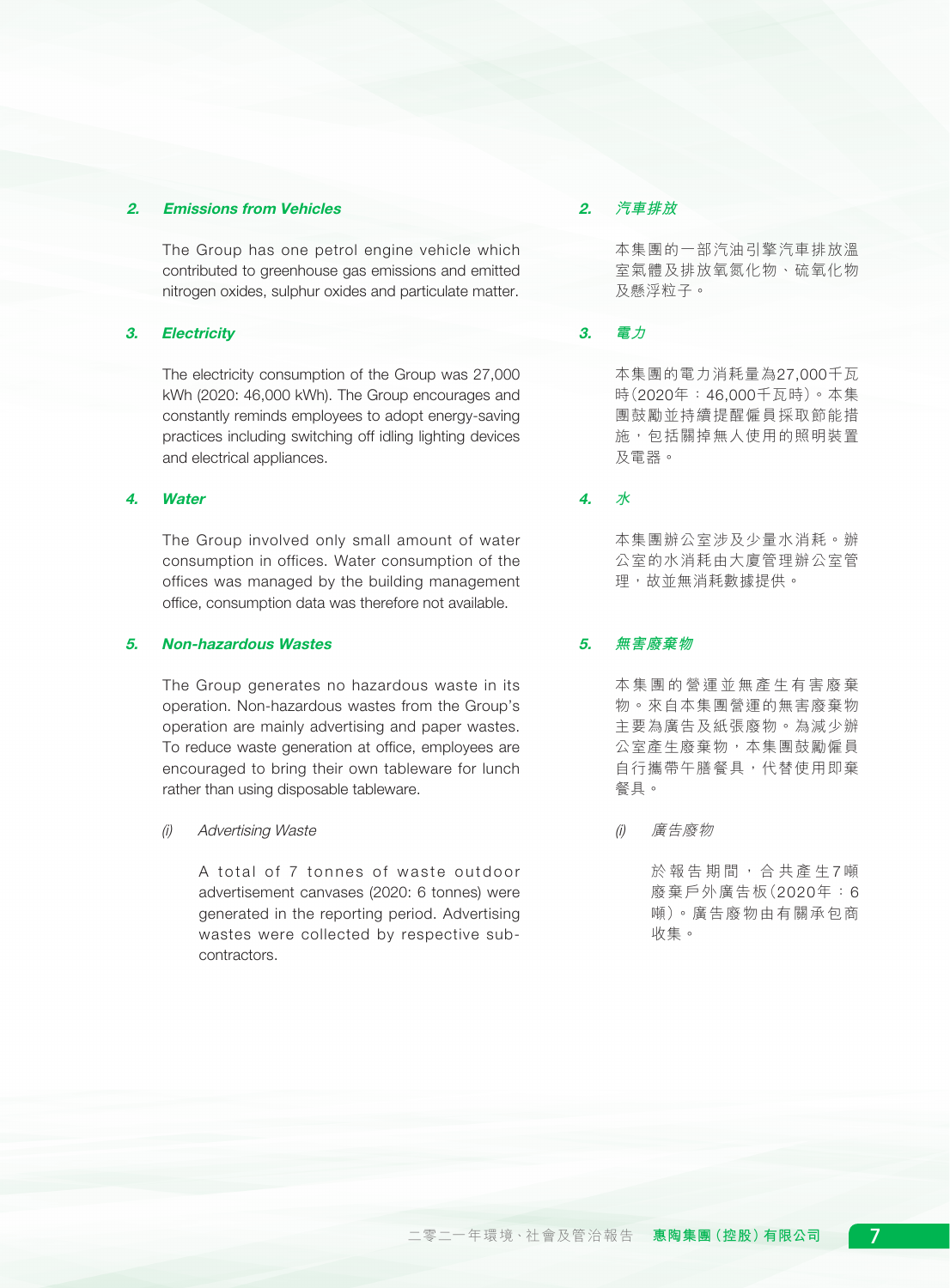### 2. *Emissions from Vehicles*

The Group has one petrol engine vehicle which contributed to greenhouse gas emissions and emitted nitrogen oxides, sulphur oxides and particulate matter.

### 3. *Electricity*

The electricity consumption of the Group was 27,000 kWh (2020: 46,000 kWh). The Group encourages and constantly reminds employees to adopt energy-saving practices including switching off idling lighting devices and electrical appliances.

### 4. *Water*

The Group involved only small amount of water consumption in offices. Water consumption of the offices was managed by the building management office, consumption data was therefore not available.

### 5. *Non-hazardous Wastes*

The Group generates no hazardous waste in its operation. Non-hazardous wastes from the Group's operation are mainly advertising and paper wastes. To reduce waste generation at office, employees are encouraged to bring their own tableware for lunch rather than using disposable tableware.

*(i) Advertising Waste*

A total of 7 tonnes of waste outdoor advertisement canvases (2020: 6 tonnes) were generated in the reporting period. Advertising wastes were collected by respective sub-contractors.

### 2. *汽車排放*

本集團的一部汽油引擎汽車排放溫室氣體及排放氧氮化物、硫氧化物及懸浮粒子。

### 3. *電力*

本集團的電力消耗量為27,000千瓦時(2020年：46,000千瓦時)。本集團鼓勵並持續提醒僱員採取節能措施，包括關掉無人使用的照明裝置及電器。

### 4. *水*

本集團辦公室涉及少量水消耗。辦公室的水消耗由大廈管理辦公室管理，故並無消耗數據提供。

### 5. *無害廢棄物*

本集團的營運並無產生有害廢棄物。來自本集團營運的無害廢棄物主要為廣告及紙張廢物。為減少辦公室產生廢棄物，本集團鼓勵僱員自行攜帶午膳餐具，代替使用即棄餐具。

*(i) 廣告廢物*

於報告期間，合共產生7噸廢棄戶外廣告板(2020年：6噸)。廣告廢物由有關承包商收集。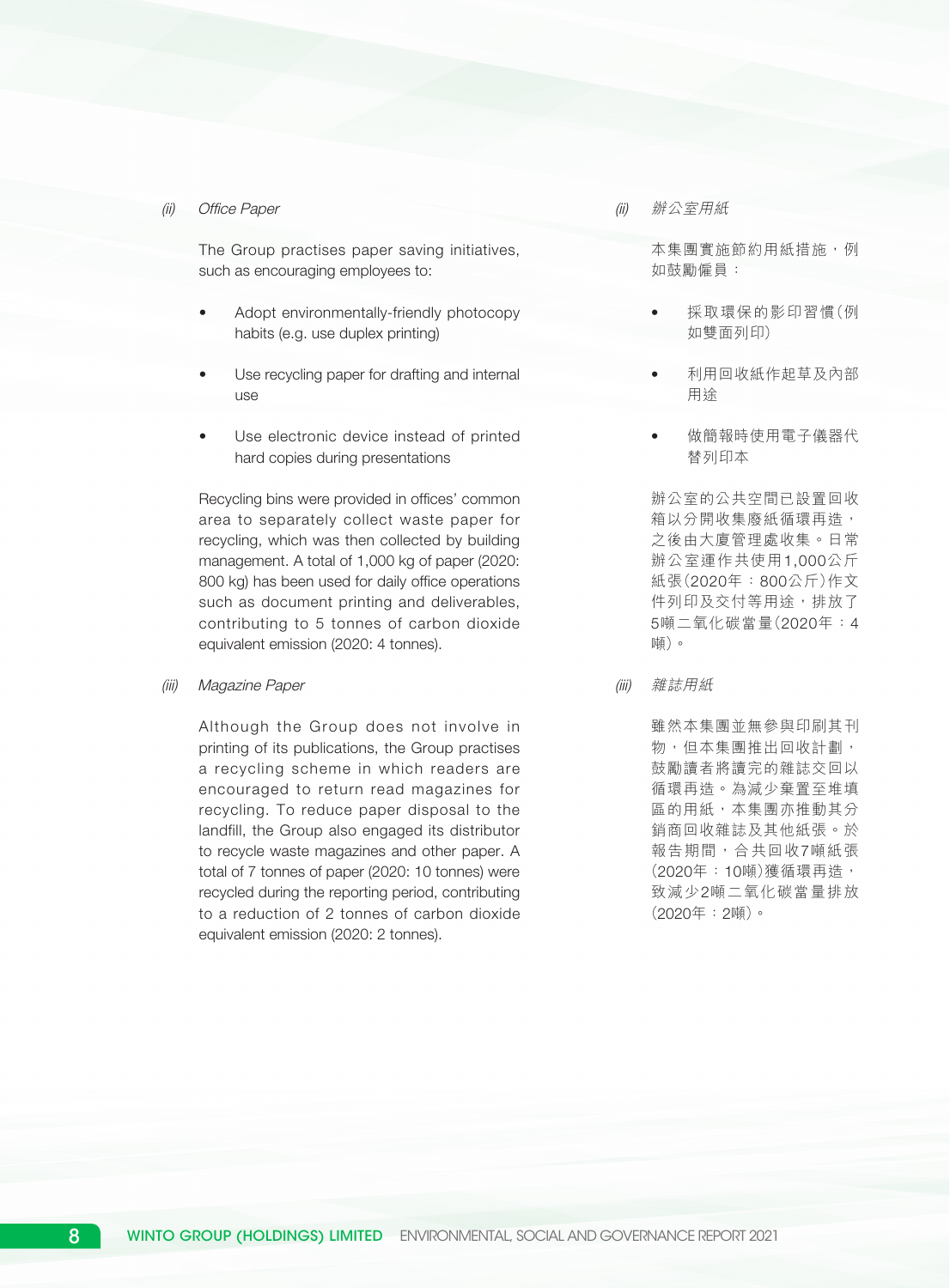*(ii) Office Paper*

The Group practises paper saving initiatives, such as encouraging employees to:

- Adopt environmentally-friendly photocopy habits (e.g. use duplex printing)
- Use recycling paper for drafting and internal use
- Use electronic device instead of printed hard copies during presentations

Recycling bins were provided in offices' common area to separately collect waste paper for recycling, which was then collected by building management. A total of 1,000 kg of paper (2020: 800 kg) has been used for daily office operations such as document printing and deliverables, contributing to 5 tonnes of carbon dioxide equivalent emission (2020: 4 tonnes).

*(iii) Magazine Paper*

Although the Group does not involve in printing of its publications, the Group practises a recycling scheme in which readers are encouraged to return read magazines for recycling. To reduce paper disposal to the landfill, the Group also engaged its distributor to recycle waste magazines and other paper. A total of 7 tonnes of paper (2020: 10 tonnes) were recycled during the reporting period, contributing to a reduction of 2 tonnes of carbon dioxide equivalent emission (2020: 2 tonnes).

*(ii) 辦公室用紙*

本集團實施節約用紙措施，例如鼓勵僱員：

- 採取環保的影印習慣（例如雙面列印）
- 利用回收紙作起草及內部用途
- 做簡報時使用電子儀器代替列印本

辦公室的公共空間已設置回收箱以分開收集廢紙循環再造，之後由大廈管理處收集。日常辦公室運作共使用1,000公斤紙張（2020年：800公斤）作文件列印及交付等用途，排放了5噸二氧化碳當量（2020年：4噸）。

*(iii) 雜誌用紙*

雖然本集團並無參與印刷其刊物，但本集團推出回收計劃，鼓勵讀者將讀完的雜誌交回以循環再造。為減少棄置至堆填區的用紙，本集團亦推動其分銷商回收雜誌及其他紙張。於報告期間，合共回收7噸紙張（2020年：10噸）獲循環再造，致減少2噸二氧化碳當量排放（2020年：2噸）。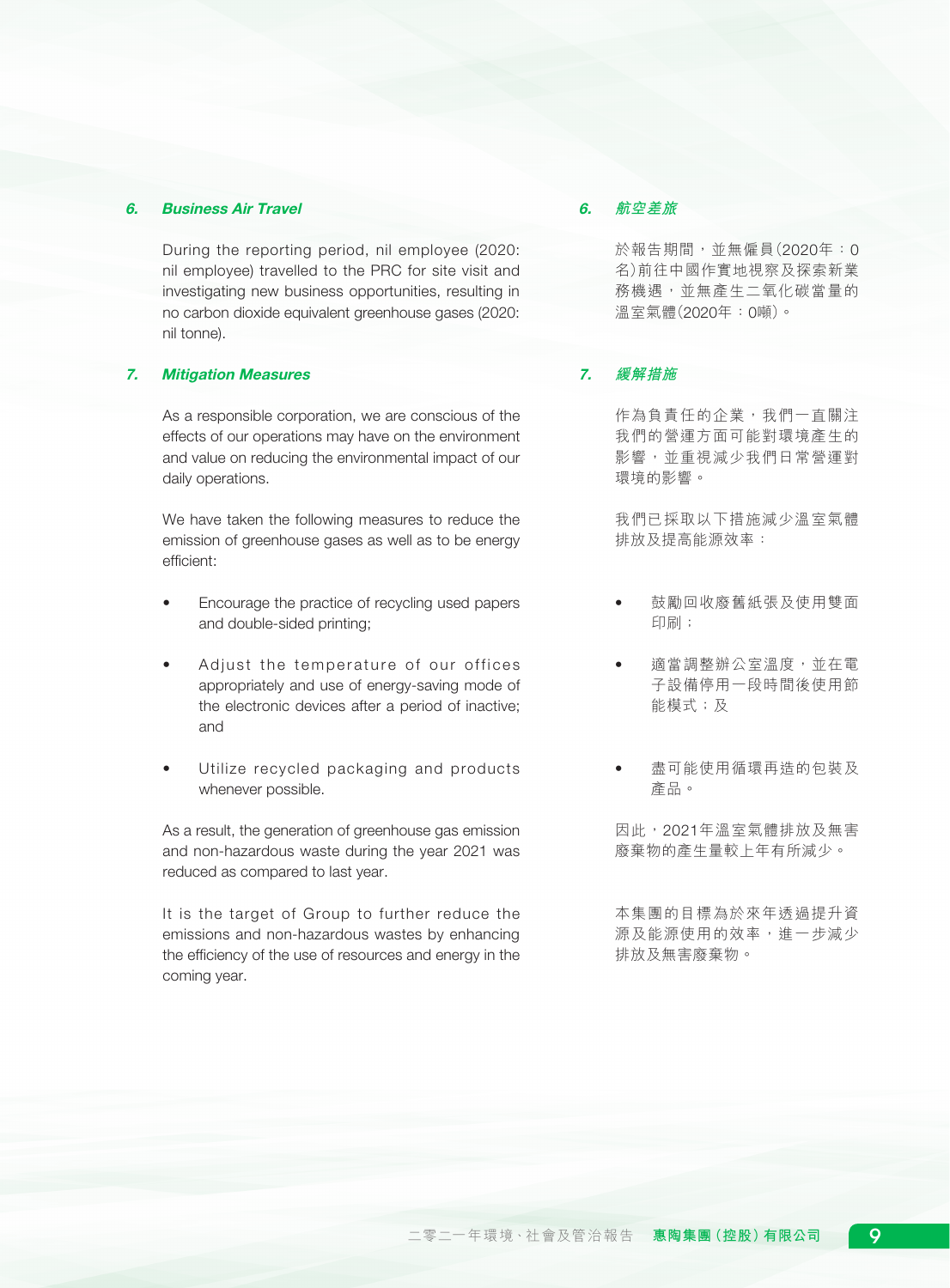### 6. *Business Air Travel*

During the reporting period, nil employee (2020: nil employee) travelled to the PRC for site visit and investigating new business opportunities, resulting in no carbon dioxide equivalent greenhouse gases (2020: nil tonne).

### 7. *Mitigation Measures*

As a responsible corporation, we are conscious of the effects of our operations may have on the environment and value on reducing the environmental impact of our daily operations.

We have taken the following measures to reduce the emission of greenhouse gases as well as to be energy efficient:

- Encourage the practice of recycling used papers and double-sided printing;
- Adjust the temperature of our offices appropriately and use of energy-saving mode of the electronic devices after a period of inactive; and
- Utilize recycled packaging and products whenever possible.

As a result, the generation of greenhouse gas emission and non-hazardous waste during the year 2021 was reduced as compared to last year.

It is the target of Group to further reduce the emissions and non-hazardous wastes by enhancing the efficiency of the use of resources and energy in the coming year.

### 6. *航空差旅*

於報告期間，並無僱員(2020年：0名)前往中國作實地視察及探索新業務機遇，並無產生二氧化碳當量的溫室氣體(2020年：0噸)。

### 7. *緩解措施*

作為負責任的企業，我們一直關注我們的營運方面可能對環境產生的影響，並重視減少我們日常營運對環境的影響。

我們已採取以下措施減少溫室氣體排放及提高能源效率：

- 鼓勵回收廢舊紙張及使用雙面印刷；
- 適當調整辦公室溫度，並在電子設備停用一段時間後使用節能模式；及
- 盡可能使用循環再造的包裝及產品。

因此，2021年溫室氣體排放及無害廢棄物的產生量較上年有所減少。

本集團的目標為於來年透過提升資源及能源使用的效率，進一步減少排放及無害廢棄物。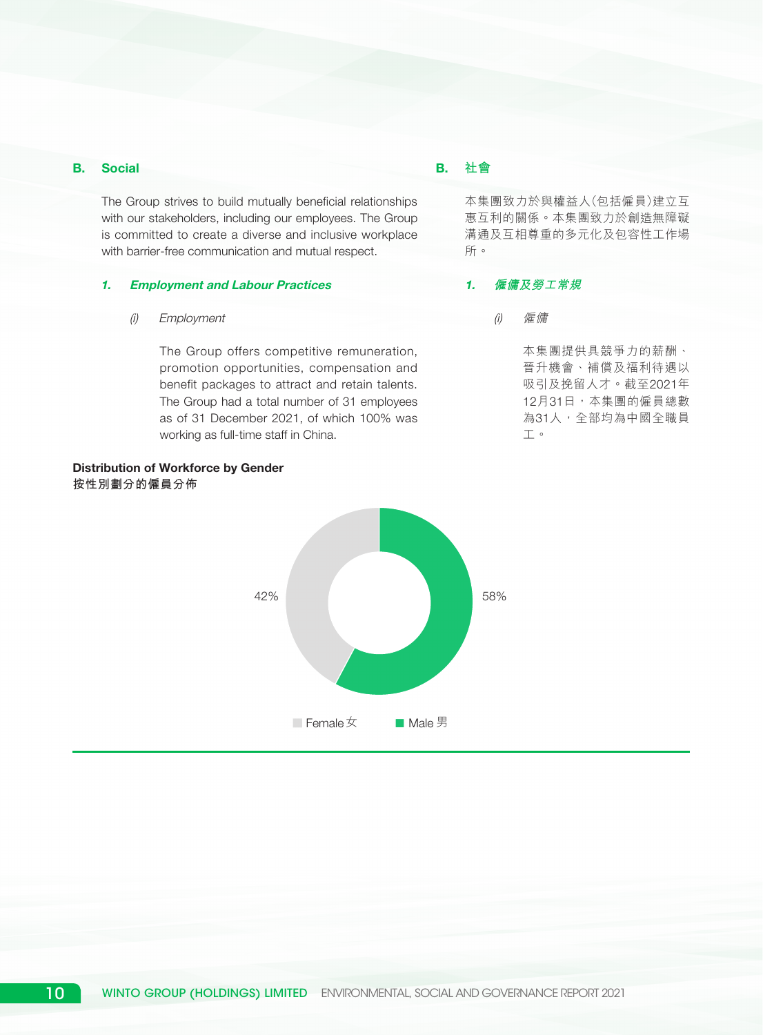## B. Social

The Group strives to build mutually beneficial relationships with our stakeholders, including our employees. The Group is committed to create a diverse and inclusive workplace with barrier-free communication and mutual respect.

### 1. *Employment and Labour Practices*

*(i) Employment*

The Group offers competitive remuneration, promotion opportunities, compensation and benefit packages to attract and retain talents. The Group had a total number of 31 employees as of 31 December 2021, of which 100% was working as full-time staff in China.

## B. 社會

本集團致力於與權益人(包括僱員)建立互惠互利的關係。本集團致力於創造無障礙溝通及互相尊重的多元化及包容性工作場所。

### 1. *僱傭及勞工常規*

*(i) 僱傭*

本集團提供具競爭力的薪酬、晉升機會、補償及福利待遇以吸引及挽留人才。截至2021年12月31日，本集團的僱員總數為31人，全部均為中國全職員工。

**Distribution of Workforce by Gender**
**按性別劃分的僱員分佈**

| Female 女 | Male 男 |
|---|---|
| 42% | 58% |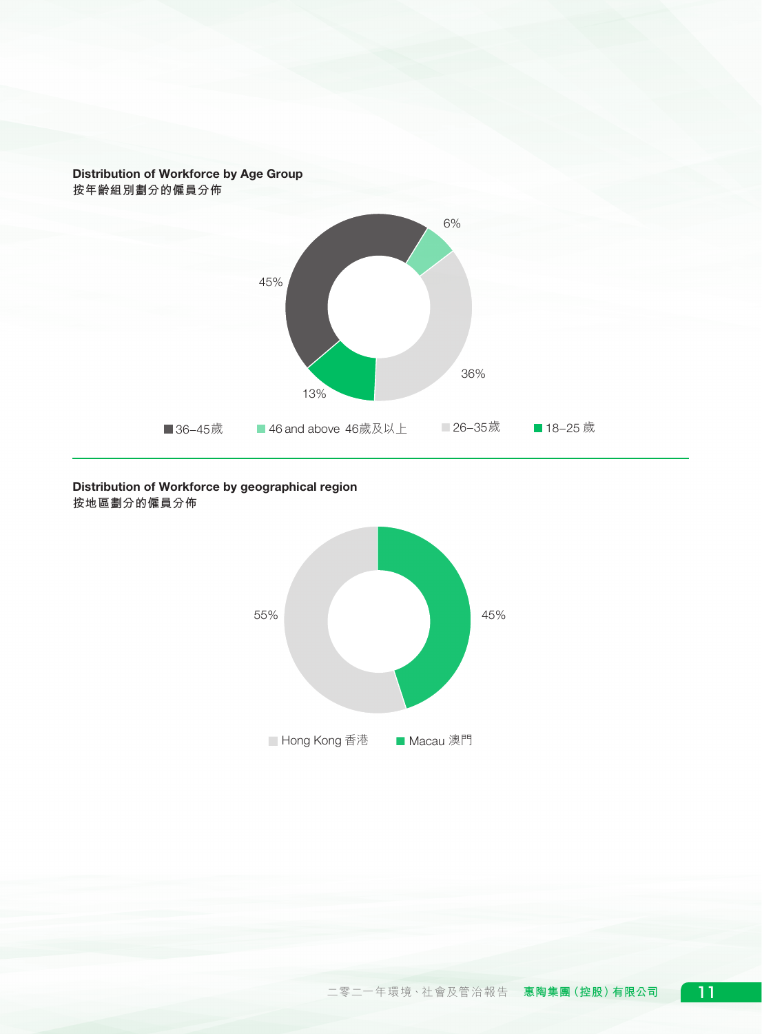**Distribution of Workforce by Age Group**
**按年齡組別劃分的僱員分佈**

45%

6%

36%

13%

■ 36–45歲 ■ 46 and above 46歲及以上 ■ 26–35歲 ■ 18–25 歲

**Distribution of Workforce by geographical region**
**按地區劃分的僱員分佈**

55%

45%

■ Hong Kong 香港 ■ Macau 澳門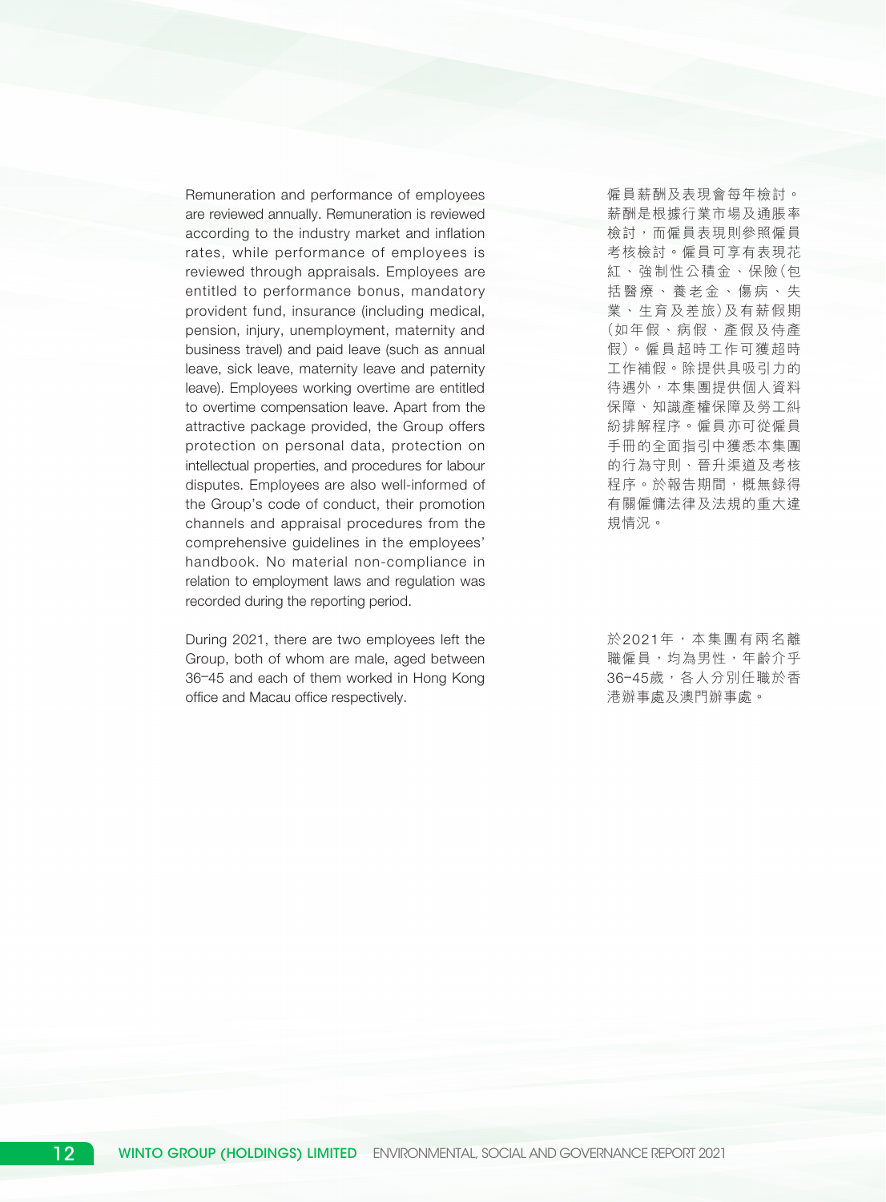Remuneration and performance of employees are reviewed annually. Remuneration is reviewed according to the industry market and inflation rates, while performance of employees is reviewed through appraisals. Employees are entitled to performance bonus, mandatory provident fund, insurance (including medical, pension, injury, unemployment, maternity and business travel) and paid leave (such as annual leave, sick leave, maternity leave and paternity leave). Employees working overtime are entitled to overtime compensation leave. Apart from the attractive package provided, the Group offers protection on personal data, protection on intellectual properties, and procedures for labour disputes. Employees are also well-informed of the Group's code of conduct, their promotion channels and appraisal procedures from the comprehensive guidelines in the employees' handbook. No material non-compliance in relation to employment laws and regulation was recorded during the reporting period.

僱員薪酬及表現會每年檢討。薪酬是根據行業市場及通脹率檢討，而僱員表現則參照僱員考核檢討。僱員可享有表現花紅、強制性公積金、保險（包括醫療、養老金、傷病、失業、生育及差旅）及有薪假期（如年假、病假、產假及侍產假）。僱員超時工作可獲超時工作補假。除提供具吸引力的待遇外，本集團提供個人資料保障、知識產權保障及勞工糾紛排解程序。僱員亦可從僱員手冊的全面指引中獲悉本集團的行為守則、晉升渠道及考核程序。於報告期間，概無錄得有關僱傭法律及法規的重大違規情況。

During 2021, there are two employees left the Group, both of whom are male, aged between 36–45 and each of them worked in Hong Kong office and Macau office respectively.

於2021年，本集團有兩名離職僱員，均為男性，年齡介乎36–45歲，各人分別任職於香港辦事處及澳門辦事處。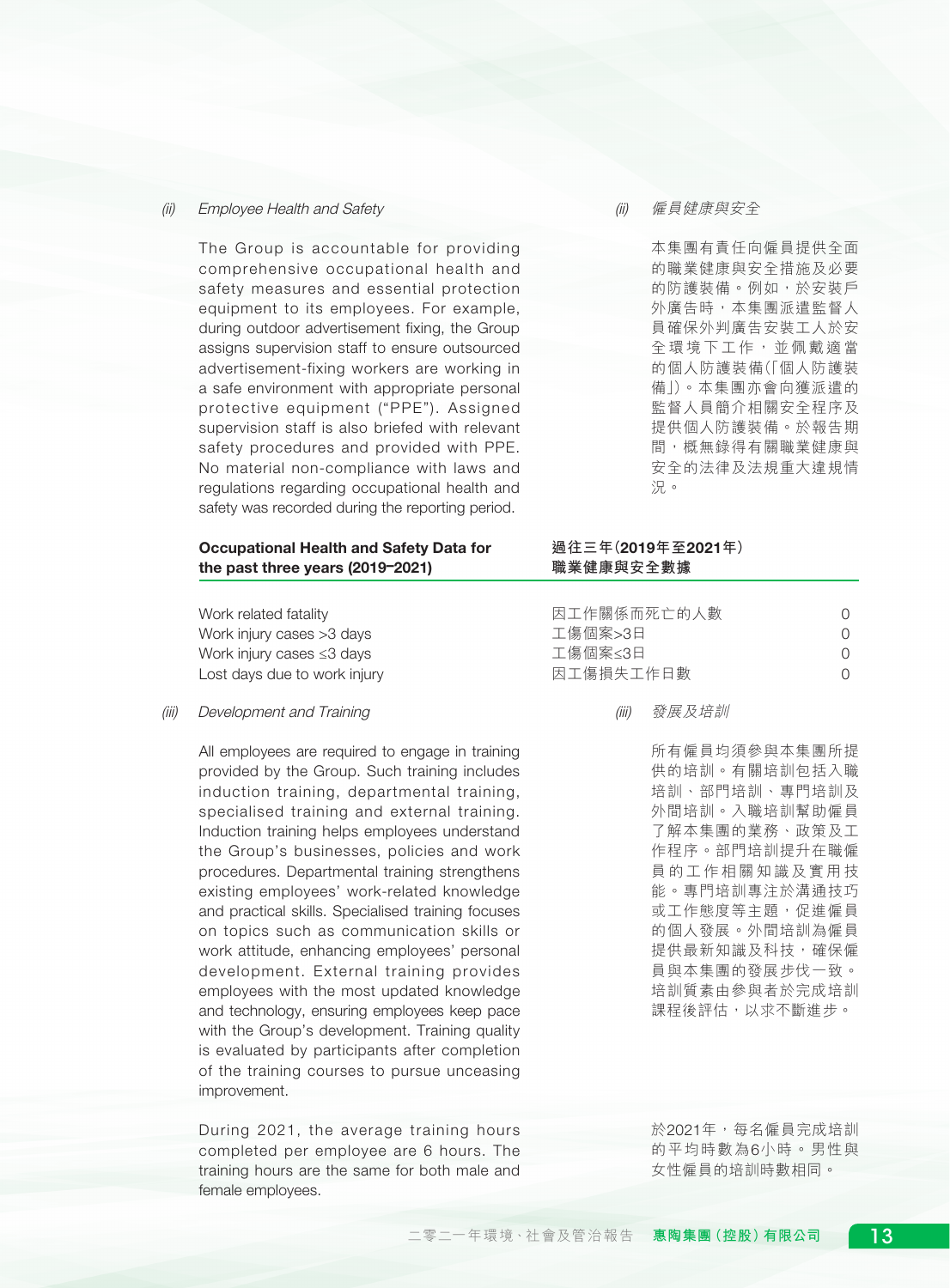### (ii) *Employee Health and Safety*

The Group is accountable for providing comprehensive occupational health and safety measures and essential protection equipment to its employees. For example, during outdoor advertisement fixing, the Group assigns supervision staff to ensure outsourced advertisement-fixing workers are working in a safe environment with appropriate personal protective equipment ("PPE"). Assigned supervision staff is also briefed with relevant safety procedures and provided with PPE. No material non-compliance with laws and regulations regarding occupational health and safety was recorded during the reporting period.

### (ii) *僱員健康與安全*

本集團有責任向僱員提供全面的職業健康與安全措施及必要的防護裝備。例如，於安裝戶外廣告時，本集團派遣監督人員確保外判廣告安裝工人於安全環境下工作，並佩戴適當的個人防護裝備（「個人防護裝備」）。本集團亦會向獲派遣的監督人員簡介相關安全程序及提供個人防護裝備。於報告期間，概無錄得有關職業健康與安全的法律及法規重大違規情況。

| **Occupational Health and Safety Data for the past three years (2019–2021)** | **過往三年（2019年至2021年）職業健康與安全數據** | |
|---|---|---|
| Work related fatality | 因工作關係而死亡的人數 | 0 |
| Work injury cases >3 days | 工傷個案>3日 | 0 |
| Work injury cases ≤3 days | 工傷個案≤3日 | 0 |
| Lost days due to work injury | 因工傷損失工作日數 | 0 |

### (iii) *Development and Training*

All employees are required to engage in training provided by the Group. Such training includes induction training, departmental training, specialised training and external training. Induction training helps employees understand the Group's businesses, policies and work procedures. Departmental training strengthens existing employees' work-related knowledge and practical skills. Specialised training focuses on topics such as communication skills or work attitude, enhancing employees' personal development. External training provides employees with the most updated knowledge and technology, ensuring employees keep pace with the Group's development. Training quality is evaluated by participants after completion of the training courses to pursue unceasing improvement.

During 2021, the average training hours completed per employee are 6 hours. The training hours are the same for both male and female employees.

### (iii) *發展及培訓*

所有僱員均須參與本集團所提供的培訓。有關培訓包括入職培訓、部門培訓、專門培訓及外間培訓。入職培訓幫助僱員了解本集團的業務、政策及工作程序。部門培訓提升在職僱員的工作相關知識及實用技能。專門培訓專注於溝通技巧或工作態度等主題，促進僱員的個人發展。外間培訓為僱員提供最新知識及科技，確保僱員與本集團的發展步伐一致。培訓質素由參與者於完成培訓課程後評估，以求不斷進步。

於2021年，每名僱員完成培訓的平均時數為6小時。男性與女性僱員的培訓時數相同。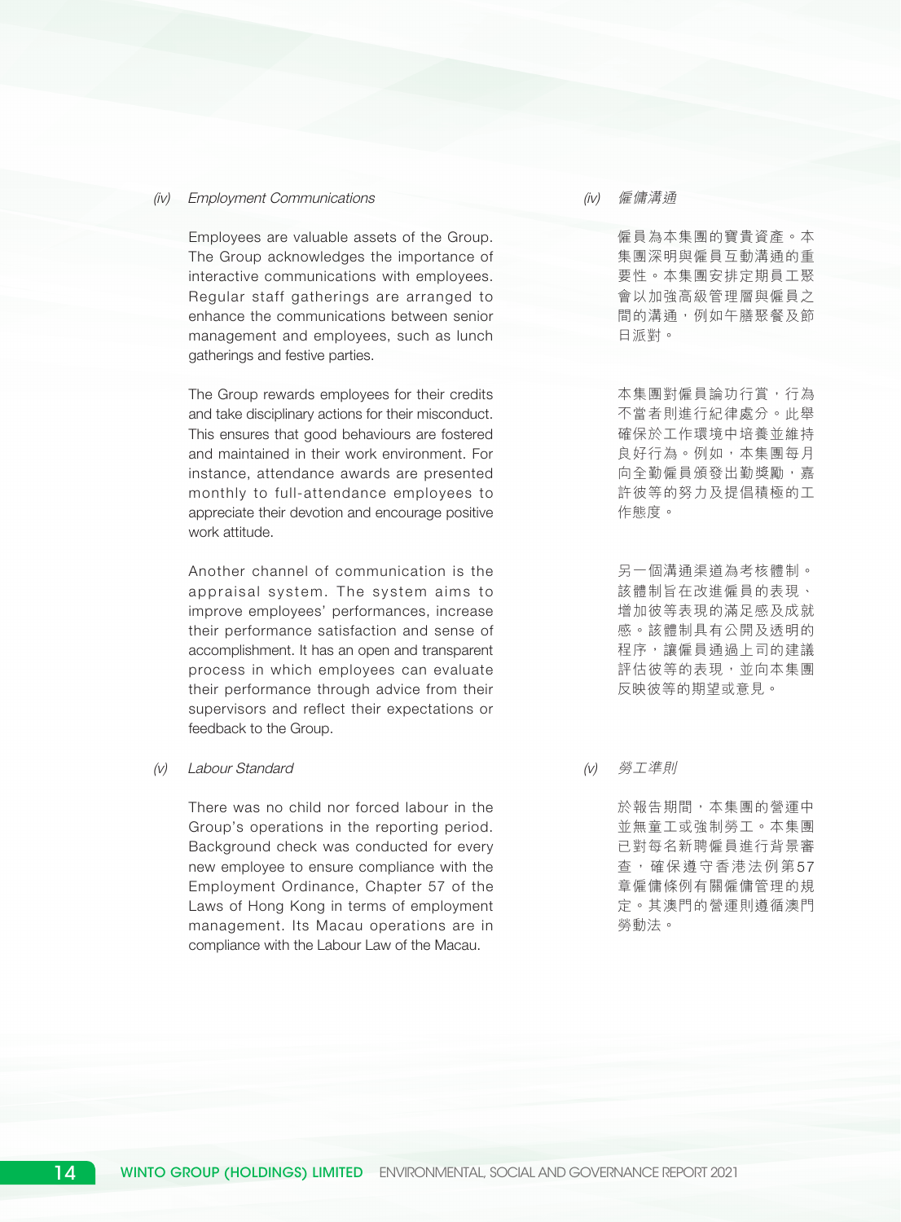*(iv) Employment Communications*

Employees are valuable assets of the Group. The Group acknowledges the importance of interactive communications with employees. Regular staff gatherings are arranged to enhance the communications between senior management and employees, such as lunch gatherings and festive parties.

The Group rewards employees for their credits and take disciplinary actions for their misconduct. This ensures that good behaviours are fostered and maintained in their work environment. For instance, attendance awards are presented monthly to full-attendance employees to appreciate their devotion and encourage positive work attitude.

Another channel of communication is the appraisal system. The system aims to improve employees' performances, increase their performance satisfaction and sense of accomplishment. It has an open and transparent process in which employees can evaluate their performance through advice from their supervisors and reflect their expectations or feedback to the Group.

*(v) Labour Standard*

There was no child nor forced labour in the Group's operations in the reporting period. Background check was conducted for every new employee to ensure compliance with the Employment Ordinance, Chapter 57 of the Laws of Hong Kong in terms of employment management. Its Macau operations are in compliance with the Labour Law of the Macau.

*(iv) 僱傭溝通*

僱員為本集團的寶貴資產。本集團深明與僱員互動溝通的重要性。本集團安排定期員工聚會以加強高級管理層與僱員之間的溝通，例如午膳聚餐及節日派對。

本集團對僱員論功行賞，行為不當者則進行紀律處分。此舉確保於工作環境中培養並維持良好行為。例如，本集團每月向全勤僱員頒發出勤獎勵，嘉許彼等的努力及提倡積極的工作態度。

另一個溝通渠道為考核體制。該體制旨在改進僱員的表現、增加彼等表現的滿足感及成就感。該體制具有公開及透明的程序，讓僱員通過上司的建議評估彼等的表現，並向本集團反映彼等的期望或意見。

*(v) 勞工準則*

於報告期間，本集團的營運中並無童工或強制勞工。本集團已對每名新聘僱員進行背景審查，確保遵守香港法例第57章僱傭條例有關僱傭管理的規定。其澳門的營運則遵循澳門勞動法。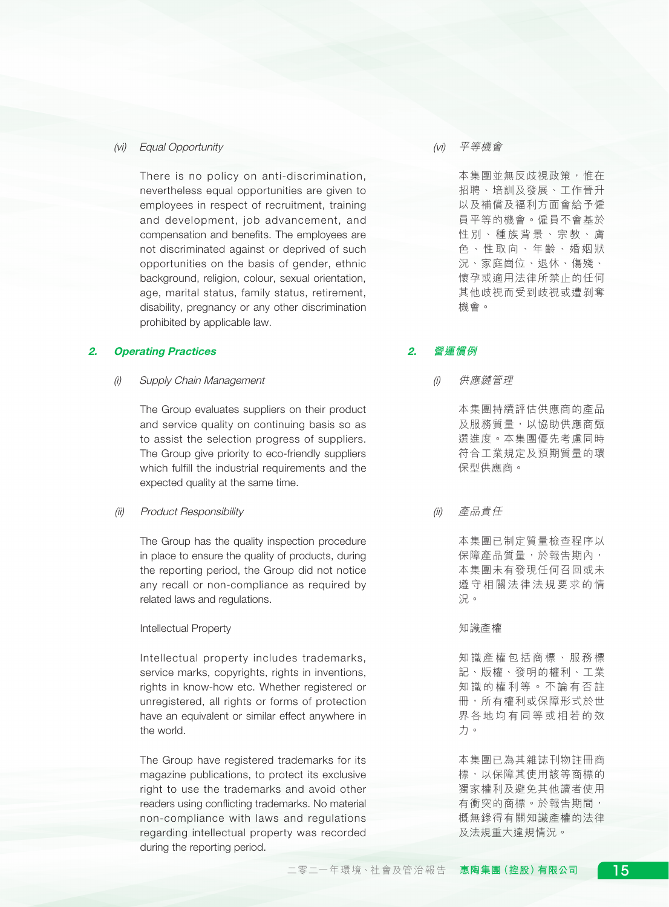*(vi) Equal Opportunity*

There is no policy on anti-discrimination, nevertheless equal opportunities are given to employees in respect of recruitment, training and development, job advancement, and compensation and benefits. The employees are not discriminated against or deprived of such opportunities on the basis of gender, ethnic background, religion, colour, sexual orientation, age, marital status, family status, retirement, disability, pregnancy or any other discrimination prohibited by applicable law.

## 2. *Operating Practices*

*(i) Supply Chain Management*

The Group evaluates suppliers on their product and service quality on continuing basis so as to assist the selection progress of suppliers. The Group give priority to eco-friendly suppliers which fulfill the industrial requirements and the expected quality at the same time.

*(ii) Product Responsibility*

The Group has the quality inspection procedure in place to ensure the quality of products, during the reporting period, the Group did not notice any recall or non-compliance as required by related laws and regulations.

Intellectual Property

Intellectual property includes trademarks, service marks, copyrights, rights in inventions, rights in know-how etc. Whether registered or unregistered, all rights or forms of protection have an equivalent or similar effect anywhere in the world.

The Group have registered trademarks for its magazine publications, to protect its exclusive right to use the trademarks and avoid other readers using conflicting trademarks. No material non-compliance with laws and regulations regarding intellectual property was recorded during the reporting period.

*(vi) 平等機會*

本集團並無反歧視政策，惟在招聘、培訓及發展、工作晉升以及補償及福利方面會給予僱員平等的機會。僱員不會基於性別、種族背景、宗教、膚色、性取向、年齡、婚姻狀況、家庭崗位、退休、傷殘、懷孕或適用法律所禁止的任何其他歧視而受到歧視或遭剝奪機會。

## 2. *營運慣例*

*(i) 供應鏈管理*

本集團持續評估供應商的產品及服務質量，以協助供應商甄選進度。本集團優先考慮同時符合工業規定及預期質量的環保型供應商。

*(ii) 產品責任*

本集團已制定質量檢查程序以保障產品質量，於報告期內，本集團未有發現任何召回或未遵守相關法律法規要求的情況。

知識產權

知識產權包括商標、服務標記、版權、發明的權利、工業知識的權利等。不論有否註冊，所有權利或保障形式於世界各地均有同等或相若的效力。

本集團已為其雜誌刊物註冊商標，以保障其使用該等商標的獨家權利及避免其他讀者使用有衝突的商標。於報告期間，概無錄得有關知識產權的法律及法規重大違規情況。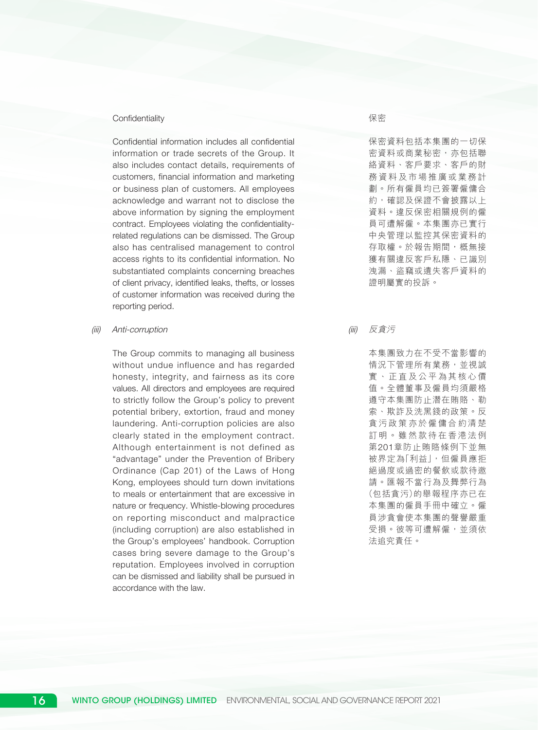Confidentiality

Confidential information includes all confidential information or trade secrets of the Group. It also includes contact details, requirements of customers, financial information and marketing or business plan of customers. All employees acknowledge and warrant not to disclose the above information by signing the employment contract. Employees violating the confidentiality-related regulations can be dismissed. The Group also has centralised management to control access rights to its confidential information. No substantiated complaints concerning breaches of client privacy, identified leaks, thefts, or losses of customer information was received during the reporting period.

*(iii) Anti-corruption*

The Group commits to managing all business without undue influence and has regarded honesty, integrity, and fairness as its core values. All directors and employees are required to strictly follow the Group's policy to prevent potential bribery, extortion, fraud and money laundering. Anti-corruption policies are also clearly stated in the employment contract. Although entertainment is not defined as "advantage" under the Prevention of Bribery Ordinance (Cap 201) of the Laws of Hong Kong, employees should turn down invitations to meals or entertainment that are excessive in nature or frequency. Whistle-blowing procedures on reporting misconduct and malpractice (including corruption) are also established in the Group's employees' handbook. Corruption cases bring severe damage to the Group's reputation. Employees involved in corruption can be dismissed and liability shall be pursued in accordance with the law.

保密

保密資料包括本集團的一切保密資料或商業秘密，亦包括聯絡資料、客戶要求、客戶的財務資料及市場推廣或業務計劃。所有僱員均已簽署僱傭合約，確認及保證不會披露以上資料。違反保密相關規例的僱員可遭解僱。本集團亦已實行中央管理以監控其保密資料的存取權。於報告期間，概無接獲有關違反客戶私隱、已識別洩漏、盜竊或遺失客戶資料的證明屬實的投訴。

*(iii) 反貪污*

本集團致力在不受不當影響的情況下管理所有業務，並視誠實、正直及公平為其核心價值。全體董事及僱員均須嚴格遵守本集團防止潛在賄賂、勒索、欺詐及洗黑錢的政策。反貪污政策亦於僱傭合約清楚訂明。雖然款待在香港法例第201章防止賄賂條例下並無被界定為「利益」，但僱員應拒絕過度或過密的餐飲或款待邀請。匯報不當行為及舞弊行為(包括貪污)的舉報程序亦已在本集團的僱員手冊中確立。僱員涉貪會使本集團的聲譽嚴重受損。彼等可遭解僱，並須依法追究責任。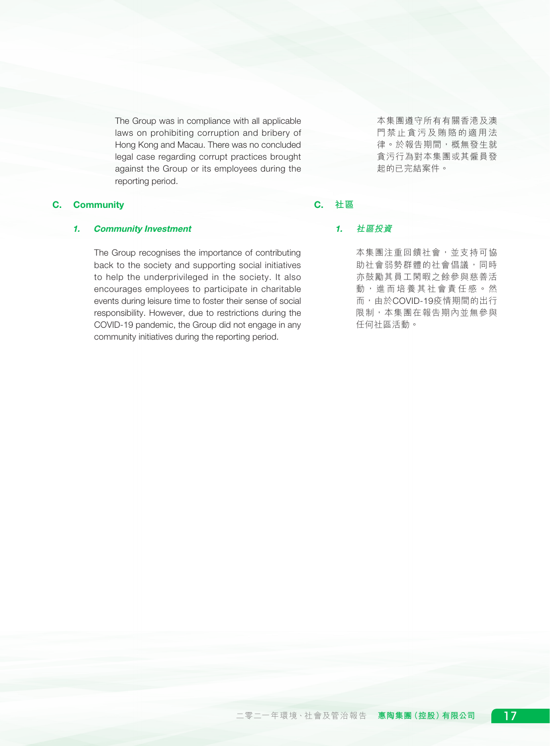The Group was in compliance with all applicable laws on prohibiting corruption and bribery of Hong Kong and Macau. There was no concluded legal case regarding corrupt practices brought against the Group or its employees during the reporting period.

本集團遵守所有有關香港及澳門禁止貪污及賄賂的適用法律。於報告期間，概無發生就貪污行為對本集團或其僱員發起的已完結案件。

## C. Community

## C. 社區

### *1. Community Investment*

The Group recognises the importance of contributing back to the society and supporting social initiatives to help the underprivileged in the society. It also encourages employees to participate in charitable events during leisure time to foster their sense of social responsibility. However, due to restrictions during the COVID-19 pandemic, the Group did not engage in any community initiatives during the reporting period.

### *1. 社區投資*

本集團注重回饋社會，並支持可協助社會弱勢群體的社會倡議，同時亦鼓勵其員工閑暇之餘參與慈善活動，進而培養其社會責任感。然而，由於COVID-19疫情期間的出行限制，本集團在報告期內並無參與任何社區活動。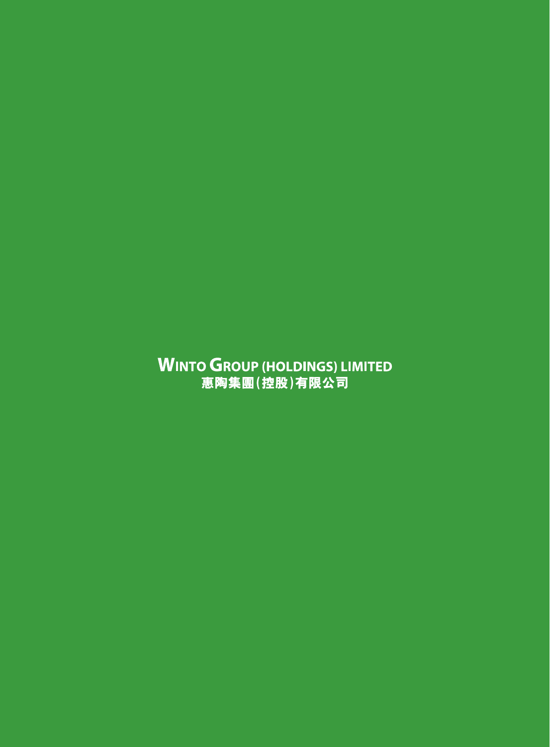WINTO GROUP (HOLDINGS) LIMITED

惠陶集團(控股)有限公司